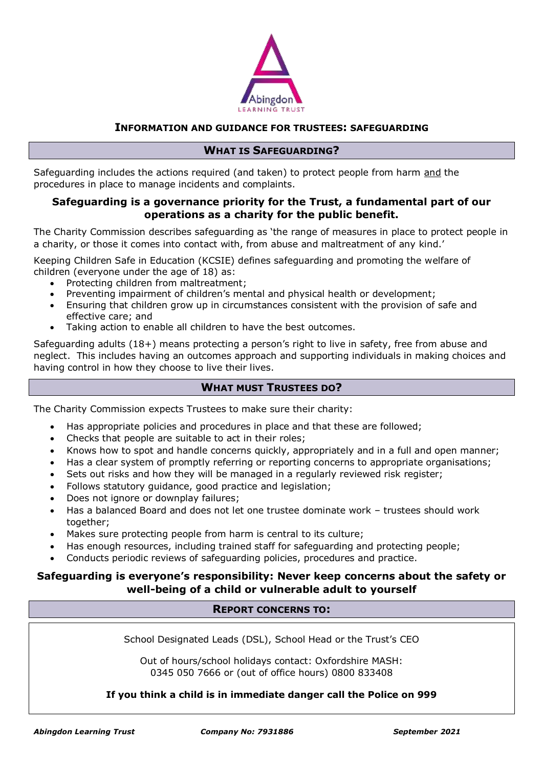# Information and Guidance for Trustees: Safeguarding

## What is Safeguarding?

Safeguarding includes the actions required (and taken) to protect people from harm and the procedures in place to manage incidents and complaints.

**Safeguarding is a governance priority for the Trust, a fundamental part of our operations as a charity for the public benefit.**

The Charity Commission describes safeguarding as 'the range of measures in place to protect people in a charity, or those it comes into contact with, from abuse and maltreatment of any kind.'

Keeping Children Safe in Education (KCSIE) defines safeguarding and promoting the welfare of children (everyone under the age of 18) as:

- Protecting children from maltreatment;
- Preventing impairment of children's mental and physical health or development;
- Ensuring that children grow up in circumstances consistent with the provision of safe and effective care; and
- Taking action to enable all children to have the best outcomes.

Safeguarding adults (18+) means protecting a person's right to live in safety, free from abuse and neglect. This includes having an outcomes approach and supporting individuals in making choices and having control in how they choose to live their lives.

## What must Trustees do?

The Charity Commission expects Trustees to make sure their charity:

- Has appropriate policies and procedures in place and that these are followed;
- Checks that people are suitable to act in their roles;
- Knows how to spot and handle concerns quickly, appropriately and in a full and open manner;
- Has a clear system of promptly referring or reporting concerns to appropriate organisations;
- Sets out risks and how they will be managed in a regularly reviewed risk register;
- Follows statutory guidance, good practice and legislation;
- Does not ignore or downplay failures;
- Has a balanced Board and does not let one trustee dominate work – trustees should work together;
- Makes sure protecting people from harm is central to its culture;
- Has enough resources, including trained staff for safeguarding and protecting people;
- Conducts periodic reviews of safeguarding policies, procedures and practice.

**Safeguarding is everyone's responsibility: Never keep concerns about the safety or well-being of a child or vulnerable adult to yourself**

## Report concerns to:

School Designated Leads (DSL), School Head or the Trust's CEO

Out of hours/school holidays contact: Oxfordshire MASH:
0345 050 7666 or (out of office hours) 0800 833408

**If you think a child is in immediate danger call the Police on 999**

***Abingdon Learning Trust*** ***Company No: 7931886*** ***September 2021***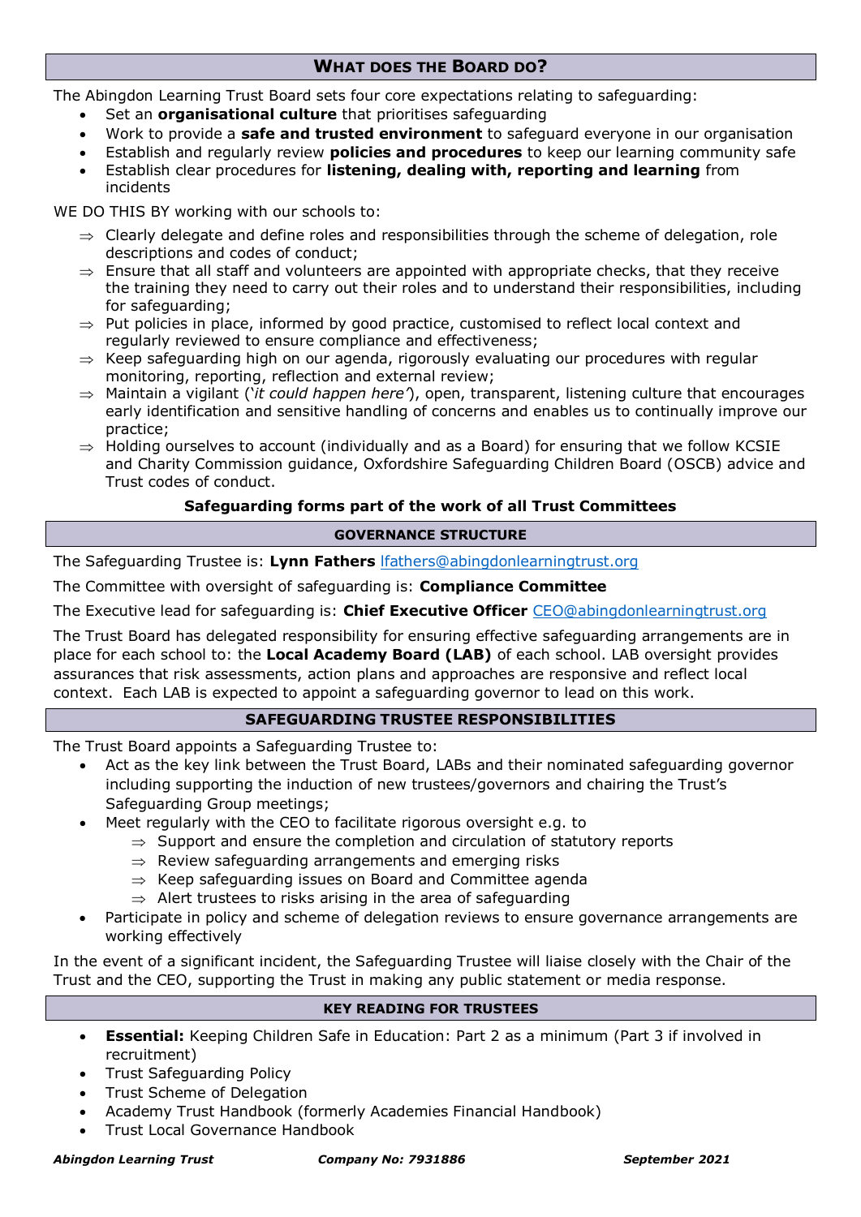## WHAT DOES THE BOARD DO?

The Abingdon Learning Trust Board sets four core expectations relating to safeguarding:

- Set an **organisational culture** that prioritises safeguarding
- Work to provide a **safe and trusted environment** to safeguard everyone in our organisation
- Establish and regularly review **policies and procedures** to keep our learning community safe
- Establish clear procedures for **listening, dealing with, reporting and learning** from incidents

WE DO THIS BY working with our schools to:

- ⇒ Clearly delegate and define roles and responsibilities through the scheme of delegation, role descriptions and codes of conduct;
- ⇒ Ensure that all staff and volunteers are appointed with appropriate checks, that they receive the training they need to carry out their roles and to understand their responsibilities, including for safeguarding;
- ⇒ Put policies in place, informed by good practice, customised to reflect local context and regularly reviewed to ensure compliance and effectiveness;
- ⇒ Keep safeguarding high on our agenda, rigorously evaluating our procedures with regular monitoring, reporting, reflection and external review;
- ⇒ Maintain a vigilant ('*it could happen here'*), open, transparent, listening culture that encourages early identification and sensitive handling of concerns and enables us to continually improve our practice;
- ⇒ Holding ourselves to account (individually and as a Board) for ensuring that we follow KCSIE and Charity Commission guidance, Oxfordshire Safeguarding Children Board (OSCB) advice and Trust codes of conduct.

**Safeguarding forms part of the work of all Trust Committees**

## GOVERNANCE STRUCTURE

The Safeguarding Trustee is: **Lynn Fathers** lfathers@abingdonlearningtrust.org

The Committee with oversight of safeguarding is: **Compliance Committee**

The Executive lead for safeguarding is: **Chief Executive Officer** CEO@abingdonlearningtrust.org

The Trust Board has delegated responsibility for ensuring effective safeguarding arrangements are in place for each school to: the **Local Academy Board (LAB)** of each school. LAB oversight provides assurances that risk assessments, action plans and approaches are responsive and reflect local context. Each LAB is expected to appoint a safeguarding governor to lead on this work.

## SAFEGUARDING TRUSTEE RESPONSIBILITIES

The Trust Board appoints a Safeguarding Trustee to:

- Act as the key link between the Trust Board, LABs and their nominated safeguarding governor including supporting the induction of new trustees/governors and chairing the Trust's Safeguarding Group meetings;
- Meet regularly with the CEO to facilitate rigorous oversight e.g. to
  - ⇒ Support and ensure the completion and circulation of statutory reports
  - ⇒ Review safeguarding arrangements and emerging risks
  - ⇒ Keep safeguarding issues on Board and Committee agenda
  - ⇒ Alert trustees to risks arising in the area of safeguarding
- Participate in policy and scheme of delegation reviews to ensure governance arrangements are working effectively

In the event of a significant incident, the Safeguarding Trustee will liaise closely with the Chair of the Trust and the CEO, supporting the Trust in making any public statement or media response.

## KEY READING FOR TRUSTEES

- **Essential:** Keeping Children Safe in Education: Part 2 as a minimum (Part 3 if involved in recruitment)
- Trust Safeguarding Policy
- Trust Scheme of Delegation
- Academy Trust Handbook (formerly Academies Financial Handbook)
- Trust Local Governance Handbook

***Abingdon Learning Trust*** ***Company No: 7931886*** ***September 2021***